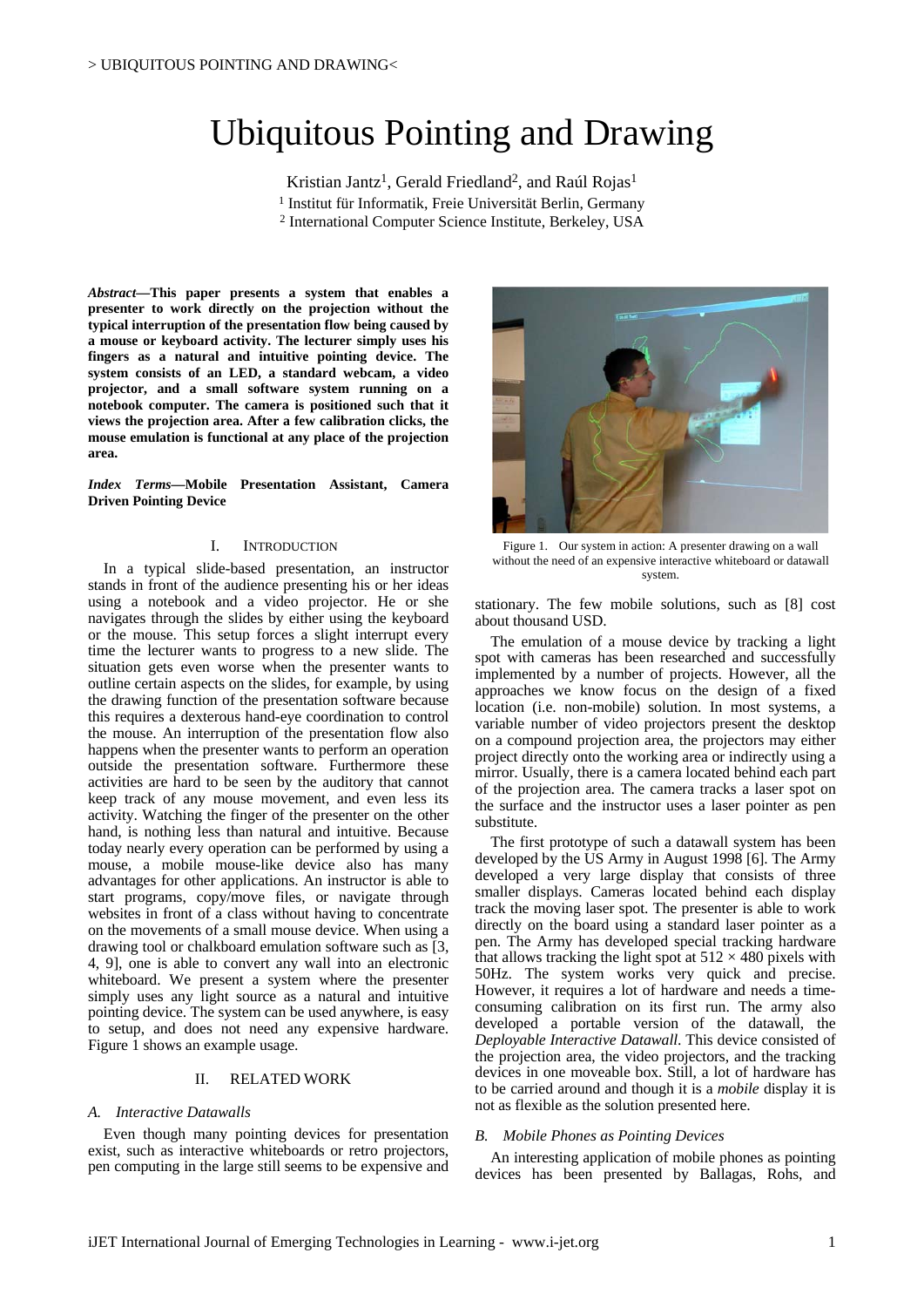# Ubiquitous Pointing and Drawing

Kristian Jantz[1], Gerald Friedland[2], and Raúl Rojas[1]

[1] Institut für Informatik, Freie Universität Berlin, Germany

[2] International Computer Science Institute, Berkeley, USA

***Abstract*—This paper presents a system that enables a presenter to work directly on the projection without the typical interruption of the presentation flow being caused by a mouse or keyboard activity. The lecturer simply uses his fingers as a natural and intuitive pointing device. The system consists of an LED, a standard webcam, a video projector, and a small software system running on a notebook computer. The camera is positioned such that it views the projection area. After a few calibration clicks, the mouse emulation is functional at any place of the projection area.**

***Index Terms*—Mobile Presentation Assistant, Camera Driven Pointing Device**

## I. Introduction

In a typical slide-based presentation, an instructor stands in front of the audience presenting his or her ideas using a notebook and a video projector. He or she navigates through the slides by either using the keyboard or the mouse. This setup forces a slight interrupt every time the lecturer wants to progress to a new slide. The situation gets even worse when the presenter wants to outline certain aspects on the slides, for example, by using the drawing function of the presentation software because this requires a dexterous hand-eye coordination to control the mouse. An interruption of the presentation flow also happens when the presenter wants to perform an operation outside the presentation software. Furthermore these activities are hard to be seen by the auditory that cannot keep track of any mouse movement, and even less its activity. Watching the finger of the presenter on the other hand, is nothing less than natural and intuitive. Because today nearly every operation can be performed by using a mouse, a mobile mouse-like device also has many advantages for other applications. An instructor is able to start programs, copy/move files, or navigate through websites in front of a class without having to concentrate on the movements of a small mouse device. When using a drawing tool or chalkboard emulation software such as [3, 4, 9], one is able to convert any wall into an electronic whiteboard. We present a system where the presenter simply uses any light source as a natural and intuitive pointing device. The system can be used anywhere, is easy to setup, and does not need any expensive hardware. Figure 1 shows an example usage.

Figure 1. Our system in action: A presenter drawing on a wall without the need of an expensive interactive whiteboard or datawall system.

## II. Related Work

### A. Interactive Datawalls

Even though many pointing devices for presentation exist, such as interactive whiteboards or retro projectors, pen computing in the large still seems to be expensive and stationary. The few mobile solutions, such as [8] cost about thousand USD.

The emulation of a mouse device by tracking a light spot with cameras has been researched and successfully implemented by a number of projects. However, all the approaches we know focus on the design of a fixed location (i.e. non-mobile) solution. In most systems, a variable number of video projectors present the desktop on a compound projection area, the projectors may either project directly onto the working area or indirectly using a mirror. Usually, there is a camera located behind each part of the projection area. The camera tracks a laser spot on the surface and the instructor uses a laser pointer as pen substitute.

The first prototype of such a datawall system has been developed by the US Army in August 1998 [6]. The Army developed a very large display that consists of three smaller displays. Cameras located behind each display track the moving laser spot. The presenter is able to work directly on the board using a standard laser pointer as a pen. The Army has developed special tracking hardware that allows tracking the light spot at $512 \times 480$ pixels with 50Hz. The system works very quick and precise. However, it requires a lot of hardware and needs a time-consuming calibration on its first run. The army also developed a portable version of the datawall, the *Deployable Interactive Datawall*. This device consisted of the projection area, the video projectors, and the tracking devices in one moveable box. Still, a lot of hardware has to be carried around and though it is a *mobile* display it is not as flexible as the solution presented here.

### B. Mobile Phones as Pointing Devices

An interesting application of mobile phones as pointing devices has been presented by Ballagas, Rohs, and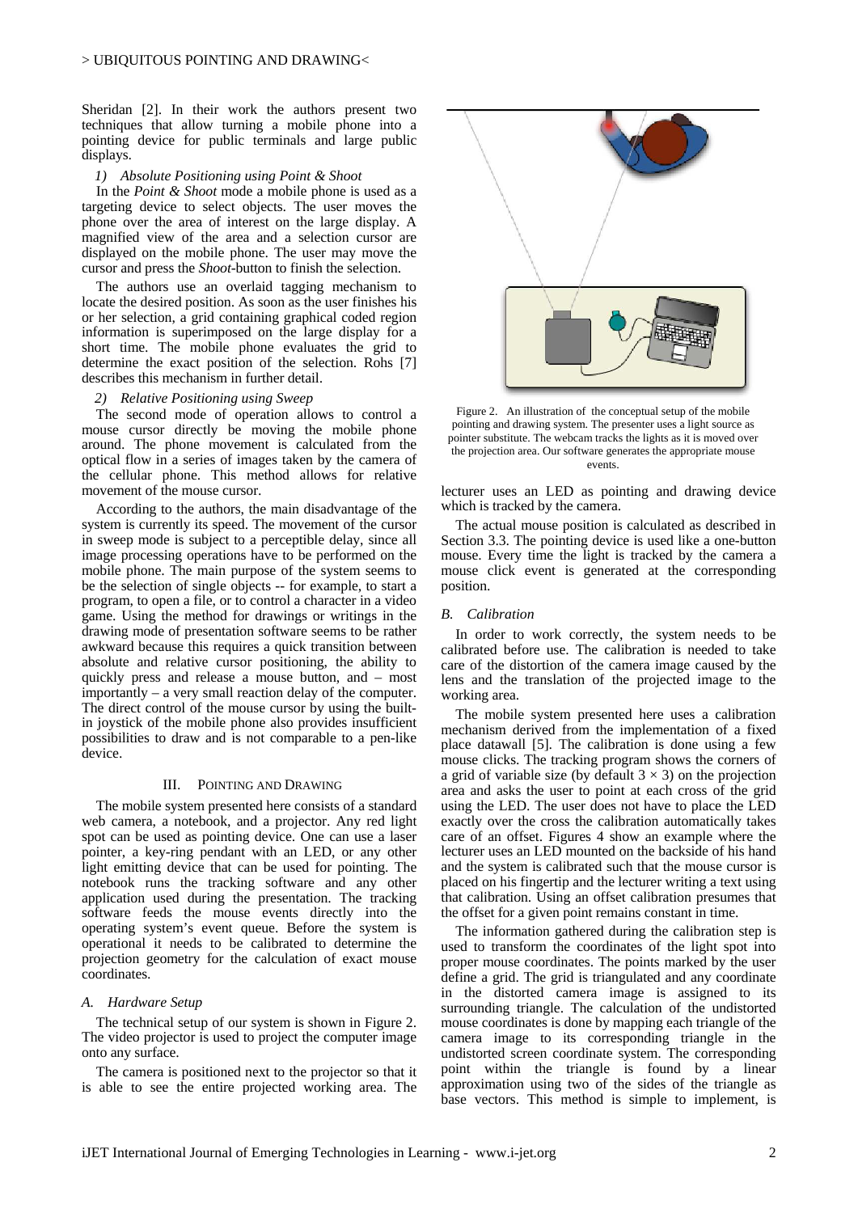Sheridan [2]. In their work the authors present two techniques that allow turning a mobile phone into a pointing device for public terminals and large public displays.

*1) Absolute Positioning using Point & Shoot*

In the *Point & Shoot* mode a mobile phone is used as a targeting device to select objects. The user moves the phone over the area of interest on the large display. A magnified view of the area and a selection cursor are displayed on the mobile phone. The user may move the cursor and press the *Shoot*-button to finish the selection.

The authors use an overlaid tagging mechanism to locate the desired position. As soon as the user finishes his or her selection, a grid containing graphical coded region information is superimposed on the large display for a short time. The mobile phone evaluates the grid to determine the exact position of the selection. Rohs [7] describes this mechanism in further detail.

*2) Relative Positioning using Sweep*

The second mode of operation allows to control a mouse cursor directly be moving the mobile phone around. The phone movement is calculated from the optical flow in a series of images taken by the camera of the cellular phone. This method allows for relative movement of the mouse cursor.

According to the authors, the main disadvantage of the system is currently its speed. The movement of the cursor in sweep mode is subject to a perceptible delay, since all image processing operations have to be performed on the mobile phone. The main purpose of the system seems to be the selection of single objects -- for example, to start a program, to open a file, or to control a character in a video game. Using the method for drawings or writings in the drawing mode of presentation software seems to be rather awkward because this requires a quick transition between absolute and relative cursor positioning, the ability to quickly press and release a mouse button, and – most importantly – a very small reaction delay of the computer. The direct control of the mouse cursor by using the built-in joystick of the mobile phone also provides insufficient possibilities to draw and is not comparable to a pen-like device.

## III. Pointing and Drawing

The mobile system presented here consists of a standard web camera, a notebook, and a projector. Any red light spot can be used as pointing device. One can use a laser pointer, a key-ring pendant with an LED, or any other light emitting device that can be used for pointing. The notebook runs the tracking software and any other application used during the presentation. The tracking software feeds the mouse events directly into the operating system's event queue. Before the system is operational it needs to be calibrated to determine the projection geometry for the calculation of exact mouse coordinates.

### *A. Hardware Setup*

The technical setup of our system is shown in Figure 2. The video projector is used to project the computer image onto any surface.

The camera is positioned next to the projector so that it is able to see the entire projected working area. The lecturer uses an LED as pointing and drawing device which is tracked by the camera.

Figure 2. An illustration of the conceptual setup of the mobile pointing and drawing system. The presenter uses a light source as pointer substitute. The webcam tracks the lights as it is moved over the projection area. Our software generates the appropriate mouse events.

The actual mouse position is calculated as described in Section 3.3. The pointing device is used like a one-button mouse. Every time the light is tracked by the camera a mouse click event is generated at the corresponding position.

### *B. Calibration*

In order to work correctly, the system needs to be calibrated before use. The calibration is needed to take care of the distortion of the camera image caused by the lens and the translation of the projected image to the working area.

The mobile system presented here uses a calibration mechanism derived from the implementation of a fixed place datawall [5]. The calibration is done using a few mouse clicks. The tracking program shows the corners of a grid of variable size (by default $3 \times 3$) on the projection area and asks the user to point at each cross of the grid using the LED. The user does not have to place the LED exactly over the cross the calibration automatically takes care of an offset. Figures 4 show an example where the lecturer uses an LED mounted on the backside of his hand and the system is calibrated such that the mouse cursor is placed on his fingertip and the lecturer writing a text using that calibration. Using an offset calibration presumes that the offset for a given point remains constant in time.

The information gathered during the calibration step is used to transform the coordinates of the light spot into proper mouse coordinates. The points marked by the user define a grid. The grid is triangulated and any coordinate in the distorted camera image is assigned to its surrounding triangle. The calculation of the undistorted mouse coordinates is done by mapping each triangle of the camera image to its corresponding triangle in the undistorted screen coordinate system. The corresponding point within the triangle is found by a linear approximation using two of the sides of the triangle as base vectors. This method is simple to implement, is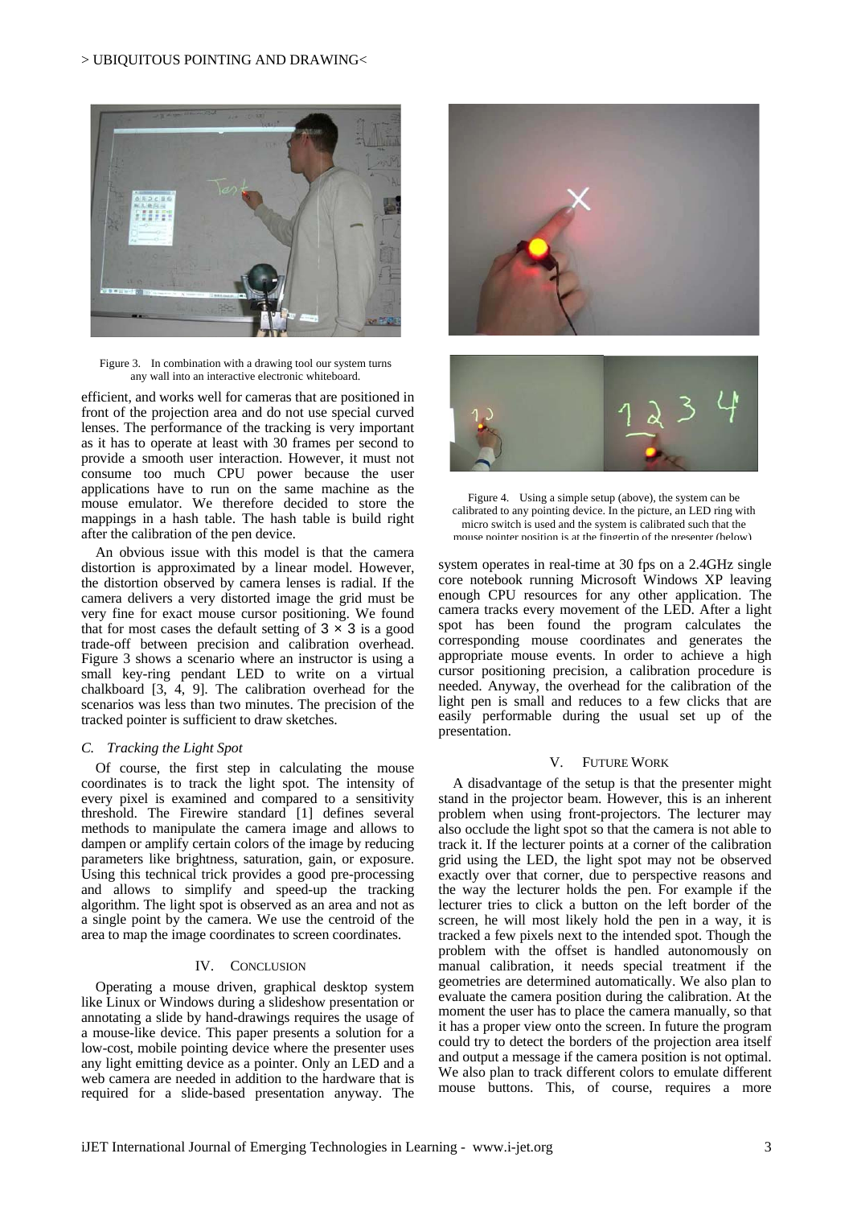Figure 3. In combination with a drawing tool our system turns any wall into an interactive electronic whiteboard.

efficient, and works well for cameras that are positioned in front of the projection area and do not use special curved lenses. The performance of the tracking is very important as it has to operate at least with 30 frames per second to provide a smooth user interaction. However, it must not consume too much CPU power because the user applications have to run on the same machine as the mouse emulator. We therefore decided to store the mappings in a hash table. The hash table is build right after the calibration of the pen device.

An obvious issue with this model is that the camera distortion is approximated by a linear model. However, the distortion observed by camera lenses is radial. If the camera delivers a very distorted image the grid must be very fine for exact mouse cursor positioning. We found that for most cases the default setting of $3 \times 3$ is a good trade-off between precision and calibration overhead. Figure 3 shows a scenario where an instructor is using a small key-ring pendant LED to write on a virtual chalkboard [3, 4, 9]. The calibration overhead for the scenarios was less than two minutes. The precision of the tracked pointer is sufficient to draw sketches.

### *C. Tracking the Light Spot*

Of course, the first step in calculating the mouse coordinates is to track the light spot. The intensity of every pixel is examined and compared to a sensitivity threshold. The Firewire standard [1] defines several methods to manipulate the camera image and allows to dampen or amplify certain colors of the image by reducing parameters like brightness, saturation, gain, or exposure. Using this technical trick provides a good pre-processing and allows to simplify and speed-up the tracking algorithm. The light spot is observed as an area and not as a single point by the camera. We use the centroid of the area to map the image coordinates to screen coordinates.

## IV. Conclusion

Operating a mouse driven, graphical desktop system like Linux or Windows during a slideshow presentation or annotating a slide by hand-drawings requires the usage of a mouse-like device. This paper presents a solution for a low-cost, mobile pointing device where the presenter uses any light emitting device as a pointer. Only an LED and a web camera are needed in addition to the hardware that is required for a slide-based presentation anyway. The

Figure 4. Using a simple setup (above), the system can be calibrated to any pointing device. In the picture, an LED ring with micro switch is used and the system is calibrated such that the mouse pointer position is at the fingertip of the presenter (below).

system operates in real-time at 30 fps on a 2.4GHz single core notebook running Microsoft Windows XP leaving enough CPU resources for any other application. The camera tracks every movement of the LED. After a light spot has been found the program calculates the corresponding mouse coordinates and generates the appropriate mouse events. In order to achieve a high cursor positioning precision, a calibration procedure is needed. Anyway, the overhead for the calibration of the light pen is small and reduces to a few clicks that are easily performable during the usual set up of the presentation.

## V. Future Work

A disadvantage of the setup is that the presenter might stand in the projector beam. However, this is an inherent problem when using front-projectors. The lecturer may also occlude the light spot so that the camera is not able to track it. If the lecturer points at a corner of the calibration grid using the LED, the light spot may not be observed exactly over that corner, due to perspective reasons and the way the lecturer holds the pen. For example if the lecturer tries to click a button on the left border of the screen, he will most likely hold the pen in a way, it is tracked a few pixels next to the intended spot. Though the problem with the offset is handled autonomously on manual calibration, it needs special treatment if the geometries are determined automatically. We also plan to evaluate the camera position during the calibration. At the moment the user has to place the camera manually, so that it has a proper view onto the screen. In future the program could try to detect the borders of the projection area itself and output a message if the camera position is not optimal. We also plan to track different colors to emulate different mouse buttons. This, of course, requires a more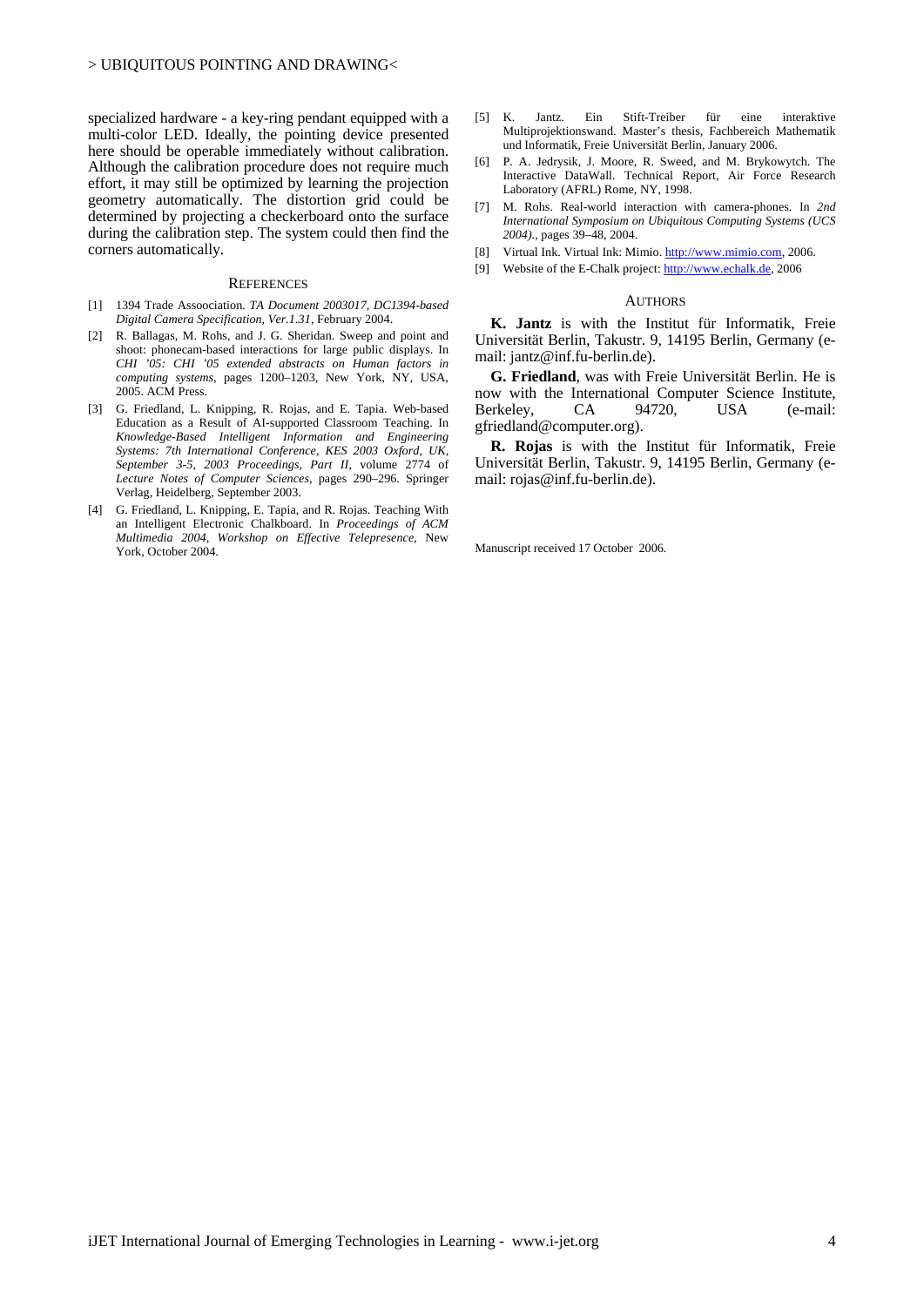specialized hardware - a key-ring pendant equipped with a multi-color LED. Ideally, the pointing device presented here should be operable immediately without calibration. Although the calibration procedure does not require much effort, it may still be optimized by learning the projection geometry automatically. The distortion grid could be determined by projecting a checkerboard onto the surface during the calibration step. The system could then find the corners automatically.

## REFERENCES

[1] 1394 Trade Assoociation. *TA Document 2003017, DC1394-based Digital Camera Specification, Ver.1.31*, February 2004.

[2] R. Ballagas, M. Rohs, and J. G. Sheridan. Sweep and point and shoot: phonecam-based interactions for large public displays. In *CHI '05: CHI '05 extended abstracts on Human factors in computing systems*, pages 1200–1203, New York, NY, USA, 2005. ACM Press.

[3] G. Friedland, L. Knipping, R. Rojas, and E. Tapia. Web-based Education as a Result of AI-supported Classroom Teaching. In *Knowledge-Based Intelligent Information and Engineering Systems: 7th International Conference, KES 2003 Oxford, UK, September 3-5, 2003 Proceedings, Part II*, volume 2774 of *Lecture Notes of Computer Sciences*, pages 290–296. Springer Verlag, Heidelberg, September 2003.

[4] G. Friedland, L. Knipping, E. Tapia, and R. Rojas. Teaching With an Intelligent Electronic Chalkboard. In *Proceedings of ACM Multimedia 2004, Workshop on Effective Telepresence*, New York, October 2004.

[5] K. Jantz. Ein Stift-Treiber für eine interaktive Multiprojektionswand. Master's thesis, Fachbereich Mathematik und Informatik, Freie Universität Berlin, January 2006.

[6] P. A. Jedrysik, J. Moore, R. Sweed, and M. Brykowytch. The Interactive DataWall. Technical Report, Air Force Research Laboratory (AFRL) Rome, NY, 1998.

[7] M. Rohs. Real-world interaction with camera-phones. In *2nd International Symposium on Ubiquitous Computing Systems (UCS 2004).*, pages 39–48, 2004.

[8] Virtual Ink. Virtual Ink: Mimio. http://www.mimio.com, 2006.

[9] Website of the E-Chalk project: http://www.echalk.de, 2006

## AUTHORS

**K. Jantz** is with the Institut für Informatik, Freie Universität Berlin, Takustr. 9, 14195 Berlin, Germany (e-mail: jantz@inf.fu-berlin.de).

**G. Friedland**, was with Freie Universität Berlin. He is now with the International Computer Science Institute, Berkeley, CA 94720, USA (e-mail: gfriedland@computer.org).

**R. Rojas** is with the Institut für Informatik, Freie Universität Berlin, Takustr. 9, 14195 Berlin, Germany (e-mail: rojas@inf.fu-berlin.de).

Manuscript received 17 October 2006.